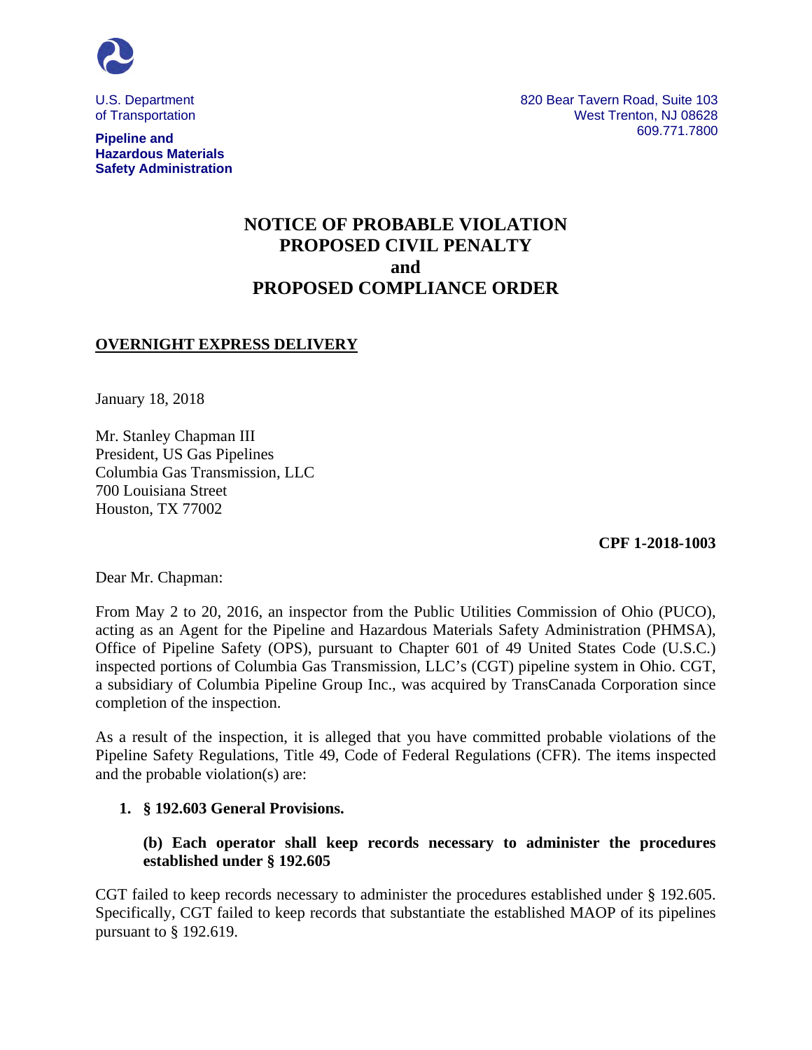U.S. Department of Transportation

**Pipeline and Hazardous Materials Safety Administration**

820 Bear Tavern Road, Suite 103
West Trenton, NJ 08628
609.771.7800

# NOTICE OF PROBABLE VIOLATION PROPOSED CIVIL PENALTY and PROPOSED COMPLIANCE ORDER

**OVERNIGHT EXPRESS DELIVERY**

January 18, 2018

Mr. Stanley Chapman III
President, US Gas Pipelines
Columbia Gas Transmission, LLC
700 Louisiana Street
Houston, TX 77002

**CPF 1-2018-1003**

Dear Mr. Chapman:

From May 2 to 20, 2016, an inspector from the Public Utilities Commission of Ohio (PUCO), acting as an Agent for the Pipeline and Hazardous Materials Safety Administration (PHMSA), Office of Pipeline Safety (OPS), pursuant to Chapter 601 of 49 United States Code (U.S.C.) inspected portions of Columbia Gas Transmission, LLC's (CGT) pipeline system in Ohio. CGT, a subsidiary of Columbia Pipeline Group Inc., was acquired by TransCanada Corporation since completion of the inspection.

As a result of the inspection, it is alleged that you have committed probable violations of the Pipeline Safety Regulations, Title 49, Code of Federal Regulations (CFR). The items inspected and the probable violation(s) are:

1. **§ 192.603 General Provisions.**

   **(b) Each operator shall keep records necessary to administer the procedures established under § 192.605**

CGT failed to keep records necessary to administer the procedures established under § 192.605. Specifically, CGT failed to keep records that substantiate the established MAOP of its pipelines pursuant to § 192.619.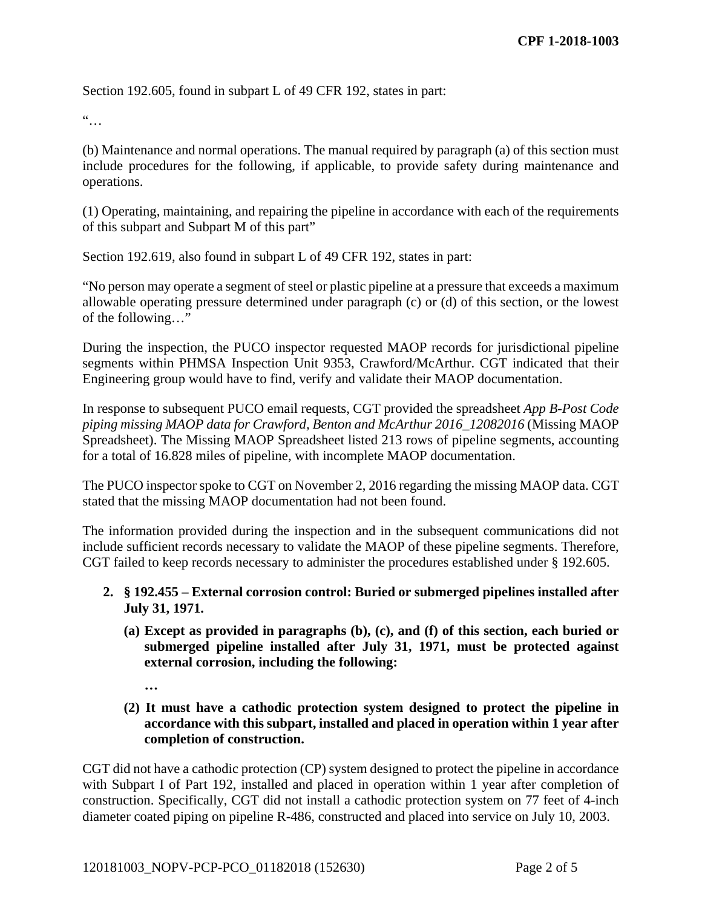Section 192.605, found in subpart L of 49 CFR 192, states in part:

"…

(b) Maintenance and normal operations. The manual required by paragraph (a) of this section must include procedures for the following, if applicable, to provide safety during maintenance and operations.

(1) Operating, maintaining, and repairing the pipeline in accordance with each of the requirements of this subpart and Subpart M of this part"

Section 192.619, also found in subpart L of 49 CFR 192, states in part:

"No person may operate a segment of steel or plastic pipeline at a pressure that exceeds a maximum allowable operating pressure determined under paragraph (c) or (d) of this section, or the lowest of the following…"

During the inspection, the PUCO inspector requested MAOP records for jurisdictional pipeline segments within PHMSA Inspection Unit 9353, Crawford/McArthur. CGT indicated that their Engineering group would have to find, verify and validate their MAOP documentation.

In response to subsequent PUCO email requests, CGT provided the spreadsheet *App B-Post Code piping missing MAOP data for Crawford, Benton and McArthur 2016_12082016* (Missing MAOP Spreadsheet). The Missing MAOP Spreadsheet listed 213 rows of pipeline segments, accounting for a total of 16.828 miles of pipeline, with incomplete MAOP documentation.

The PUCO inspector spoke to CGT on November 2, 2016 regarding the missing MAOP data. CGT stated that the missing MAOP documentation had not been found.

The information provided during the inspection and in the subsequent communications did not include sufficient records necessary to validate the MAOP of these pipeline segments. Therefore, CGT failed to keep records necessary to administer the procedures established under § 192.605.

2. **§ 192.455 – External corrosion control: Buried or submerged pipelines installed after July 31, 1971.**

   **(a) Except as provided in paragraphs (b), (c), and (f) of this section, each buried or submerged pipeline installed after July 31, 1971, must be protected against external corrosion, including the following:**

   **…**

   **(2) It must have a cathodic protection system designed to protect the pipeline in accordance with this subpart, installed and placed in operation within 1 year after completion of construction.**

CGT did not have a cathodic protection (CP) system designed to protect the pipeline in accordance with Subpart I of Part 192, installed and placed in operation within 1 year after completion of construction. Specifically, CGT did not install a cathodic protection system on 77 feet of 4-inch diameter coated piping on pipeline R-486, constructed and placed into service on July 10, 2003.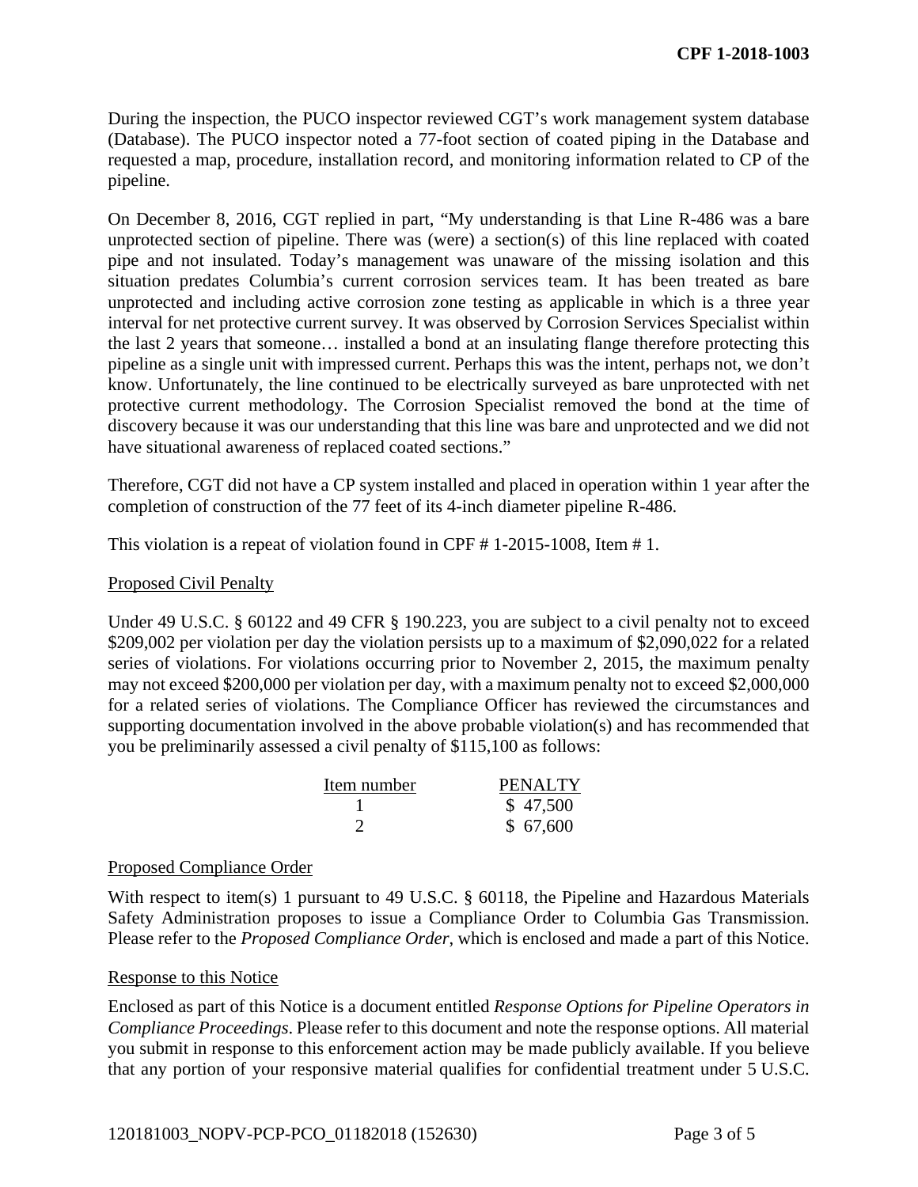During the inspection, the PUCO inspector reviewed CGT's work management system database (Database). The PUCO inspector noted a 77-foot section of coated piping in the Database and requested a map, procedure, installation record, and monitoring information related to CP of the pipeline.

On December 8, 2016, CGT replied in part, "My understanding is that Line R-486 was a bare unprotected section of pipeline. There was (were) a section(s) of this line replaced with coated pipe and not insulated. Today's management was unaware of the missing isolation and this situation predates Columbia's current corrosion services team. It has been treated as bare unprotected and including active corrosion zone testing as applicable in which is a three year interval for net protective current survey. It was observed by Corrosion Services Specialist within the last 2 years that someone… installed a bond at an insulating flange therefore protecting this pipeline as a single unit with impressed current. Perhaps this was the intent, perhaps not, we don't know. Unfortunately, the line continued to be electrically surveyed as bare unprotected with net protective current methodology. The Corrosion Specialist removed the bond at the time of discovery because it was our understanding that this line was bare and unprotected and we did not have situational awareness of replaced coated sections."

Therefore, CGT did not have a CP system installed and placed in operation within 1 year after the completion of construction of the 77 feet of its 4-inch diameter pipeline R-486.

This violation is a repeat of violation found in CPF # 1-2015-1008, Item # 1.

Proposed Civil Penalty

Under 49 U.S.C. § 60122 and 49 CFR § 190.223, you are subject to a civil penalty not to exceed $209,002 per violation per day the violation persists up to a maximum of $2,090,022 for a related series of violations. For violations occurring prior to November 2, 2015, the maximum penalty may not exceed $200,000 per violation per day, with a maximum penalty not to exceed $2,000,000 for a related series of violations. The Compliance Officer has reviewed the circumstances and supporting documentation involved in the above probable violation(s) and has recommended that you be preliminarily assessed a civil penalty of $115,100 as follows:

| Item number | PENALTY |
|---|---|
| 1 | $ 47,500 |
| 2 | $ 67,600 |

Proposed Compliance Order

With respect to item(s) 1 pursuant to 49 U.S.C. § 60118, the Pipeline and Hazardous Materials Safety Administration proposes to issue a Compliance Order to Columbia Gas Transmission. Please refer to the *Proposed Compliance Order*, which is enclosed and made a part of this Notice.

Response to this Notice

Enclosed as part of this Notice is a document entitled *Response Options for Pipeline Operators in Compliance Proceedings*. Please refer to this document and note the response options. All material you submit in response to this enforcement action may be made publicly available. If you believe that any portion of your responsive material qualifies for confidential treatment under 5 U.S.C.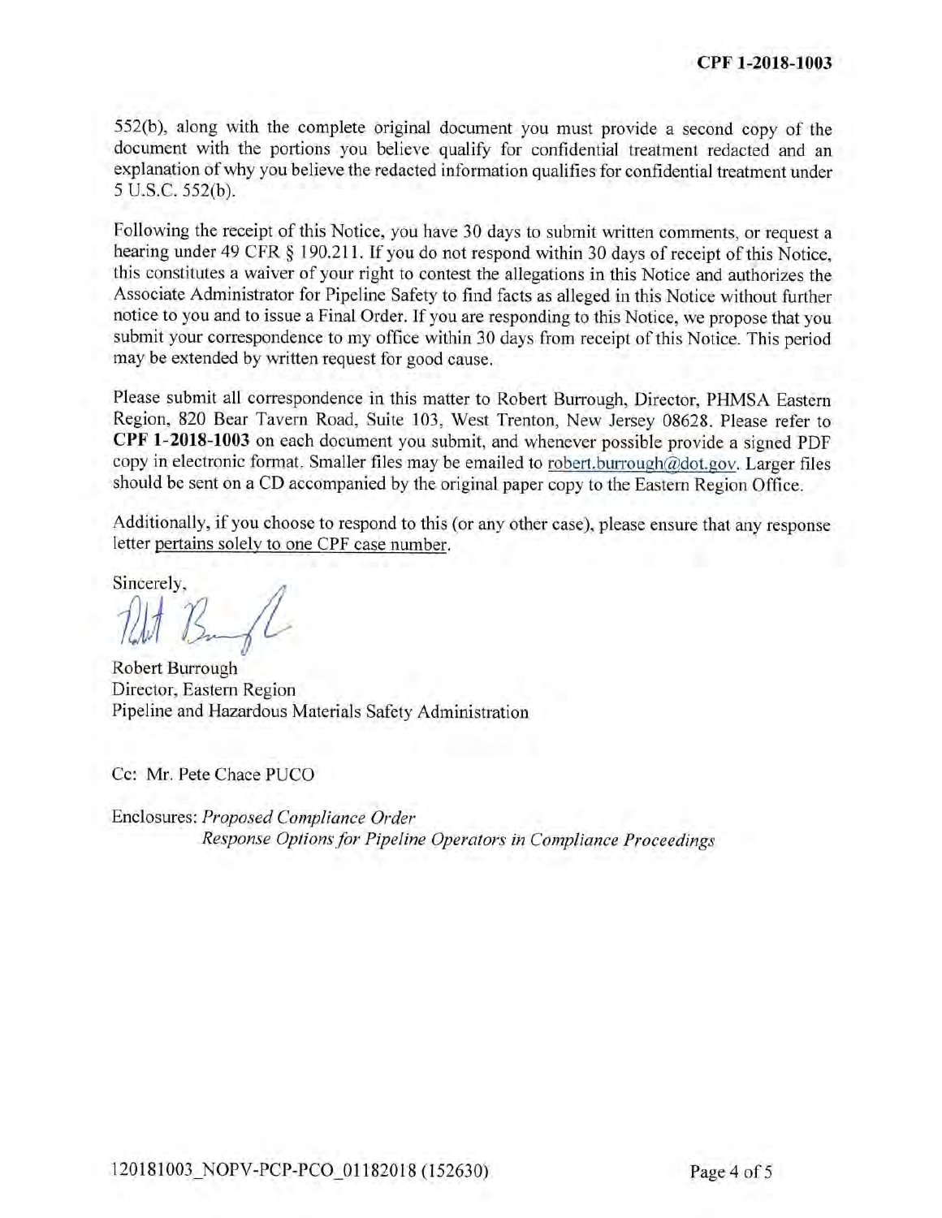552(b), along with the complete original document you must provide a second copy of the document with the portions you believe qualify for confidential treatment redacted and an explanation of why you believe the redacted information qualifies for confidential treatment under 5 U.S.C. 552(b).

Following the receipt of this Notice, you have 30 days to submit written comments, or request a hearing under 49 CFR § 190.211. If you do not respond within 30 days of receipt of this Notice, this constitutes a waiver of your right to contest the allegations in this Notice and authorizes the Associate Administrator for Pipeline Safety to find facts as alleged in this Notice without further notice to you and to issue a Final Order. If you are responding to this Notice, we propose that you submit your correspondence to my office within 30 days from receipt of this Notice. This period may be extended by written request for good cause.

Please submit all correspondence in this matter to Robert Burrough, Director, PHMSA Eastern Region, 820 Bear Tavern Road, Suite 103, West Trenton, New Jersey 08628. Please refer to **CPF 1-2018-1003** on each document you submit, and whenever possible provide a signed PDF copy in electronic format. Smaller files may be emailed to robert.burrough@dot.gov. Larger files should be sent on a CD accompanied by the original paper copy to the Eastern Region Office.

Additionally, if you choose to respond to this (or any other case), please ensure that any response letter pertains solely to one CPF case number.

Sincerely,

Robert Burrough
Director, Eastern Region
Pipeline and Hazardous Materials Safety Administration

Cc: Mr. Pete Chace PUCO

Enclosures: *Proposed Compliance Order*
*Response Options for Pipeline Operators in Compliance Proceedings*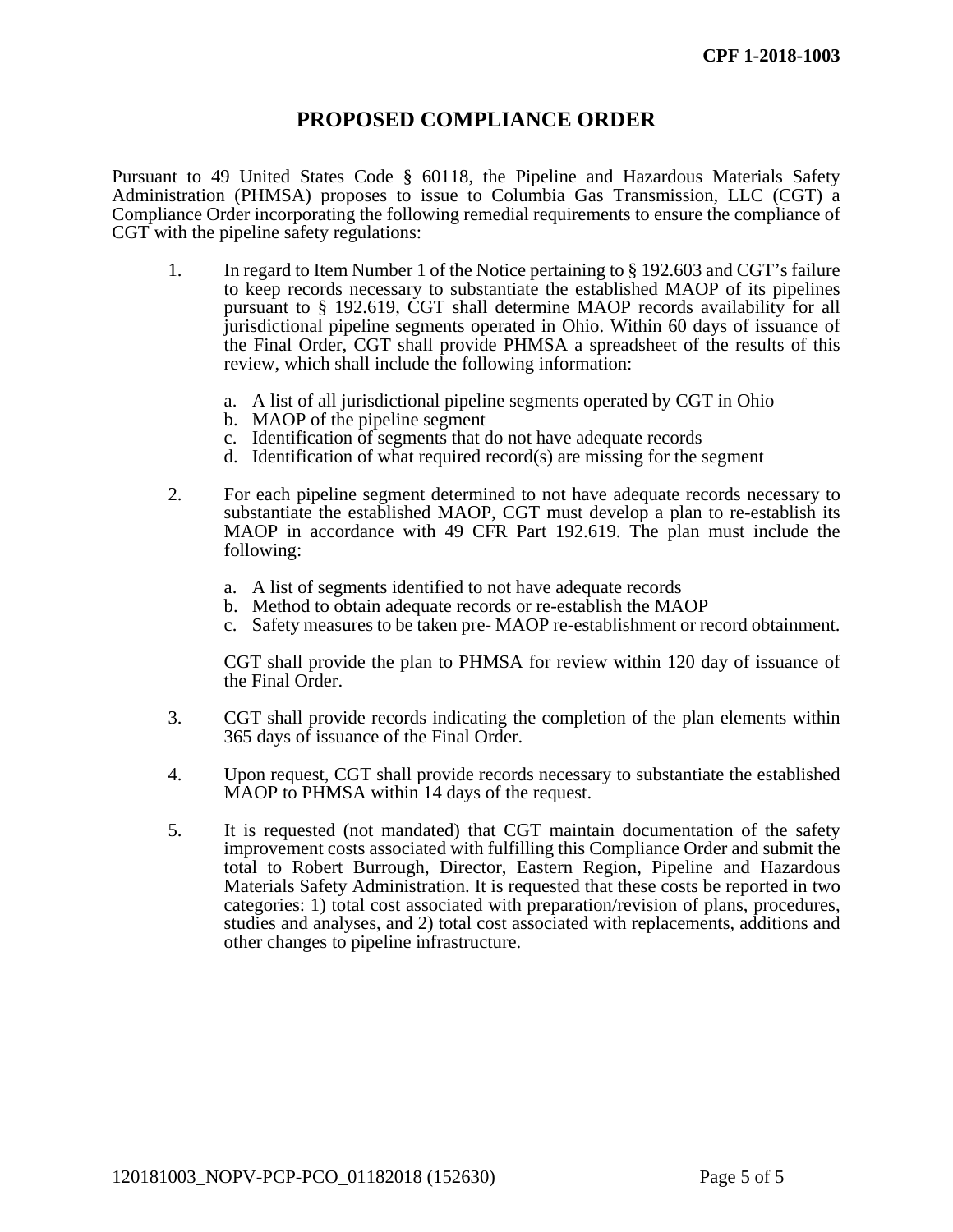# PROPOSED COMPLIANCE ORDER

Pursuant to 49 United States Code § 60118, the Pipeline and Hazardous Materials Safety Administration (PHMSA) proposes to issue to Columbia Gas Transmission, LLC (CGT) a Compliance Order incorporating the following remedial requirements to ensure the compliance of CGT with the pipeline safety regulations:

1. In regard to Item Number 1 of the Notice pertaining to § 192.603 and CGT's failure to keep records necessary to substantiate the established MAOP of its pipelines pursuant to § 192.619, CGT shall determine MAOP records availability for all jurisdictional pipeline segments operated in Ohio. Within 60 days of issuance of the Final Order, CGT shall provide PHMSA a spreadsheet of the results of this review, which shall include the following information:

   a. A list of all jurisdictional pipeline segments operated by CGT in Ohio
   b. MAOP of the pipeline segment
   c. Identification of segments that do not have adequate records
   d. Identification of what required record(s) are missing for the segment

2. For each pipeline segment determined to not have adequate records necessary to substantiate the established MAOP, CGT must develop a plan to re-establish its MAOP in accordance with 49 CFR Part 192.619. The plan must include the following:

   a. A list of segments identified to not have adequate records
   b. Method to obtain adequate records or re-establish the MAOP
   c. Safety measures to be taken pre- MAOP re-establishment or record obtainment.

   CGT shall provide the plan to PHMSA for review within 120 day of issuance of the Final Order.

3. CGT shall provide records indicating the completion of the plan elements within 365 days of issuance of the Final Order.

4. Upon request, CGT shall provide records necessary to substantiate the established MAOP to PHMSA within 14 days of the request.

5. It is requested (not mandated) that CGT maintain documentation of the safety improvement costs associated with fulfilling this Compliance Order and submit the total to Robert Burrough, Director, Eastern Region, Pipeline and Hazardous Materials Safety Administration. It is requested that these costs be reported in two categories: 1) total cost associated with preparation/revision of plans, procedures, studies and analyses, and 2) total cost associated with replacements, additions and other changes to pipeline infrastructure.